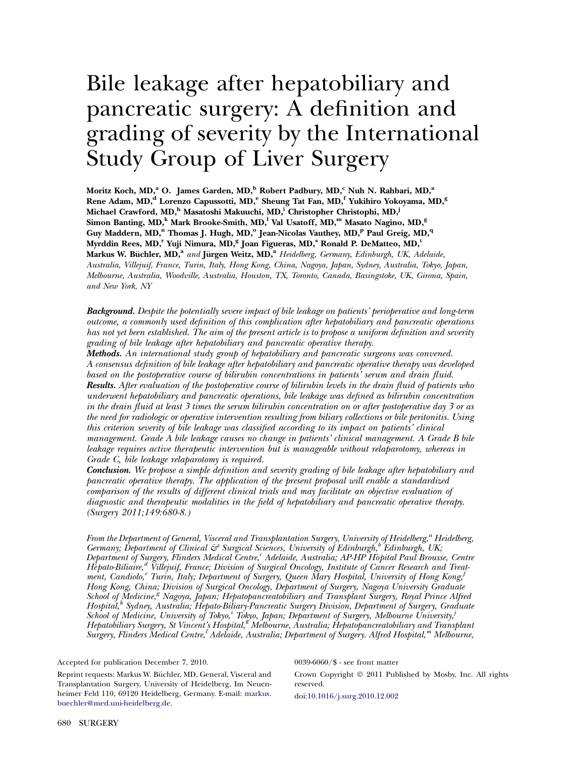# Bile leakage after hepatobiliary and pancreatic surgery: A definition and grading of severity by the International Study Group of Liver Surgery

**Moritz Koch, MD,[a] O. James Garden, MD,[b] Robert Padbury, MD,[c] Nuh N. Rahbari, MD,[a] Rene Adam, MD,[d] Lorenzo Capussotti, MD,[e] Sheung Tat Fan, MD,[f] Yukihiro Yokoyama, MD,[g] Michael Crawford, MD,[h] Masatoshi Makuuchi, MD,[i] Christopher Christophi, MD,[j] Simon Banting, MD,[k] Mark Brooke-Smith, MD,[l] Val Usatoff, MD,[m] Masato Nagino, MD,[g] Guy Maddern, MD,[n] Thomas J. Hugh, MD,[o] Jean-Nicolas Vauthey, MD,[p] Paul Greig, MD,[q] Myrddin Rees, MD,[r] Yuji Nimura, MD,[g] Joan Figueras, MD,[s] Ronald P. DeMatteo, MD,[t] Markus W. Büchler, MD,[a]** *and* **Jürgen Weitz, MD,[a]** *Heidelberg, Germany, Edinburgh, UK, Adelaide, Australia, Villejuif, France, Turin, Italy, Hong Kong, China, Nagoya, Japan, Sydney, Australia, Tokyo, Japan, Melbourne, Australia, Woodville, Australia, Houston, TX, Toronto, Canada, Basingstoke, UK, Girona, Spain, and New York, NY*

***Background.*** *Despite the potentially severe impact of bile leakage on patients' perioperative and long-term outcome, a commonly used definition of this complication after hepatobiliary and pancreatic operations has not yet been established. The aim of the present article is to propose a uniform definition and severity grading of bile leakage after hepatobiliary and pancreatic operative therapy.*

***Methods.*** *An international study group of hepatobiliary and pancreatic surgeons was convened. A consensus definition of bile leakage after hepatobiliary and pancreatic operative therapy was developed based on the postoperative course of bilirubin concentrations in patients' serum and drain fluid.*

***Results.*** *After evaluation of the postoperative course of bilirubin levels in the drain fluid of patients who underwent hepatobiliary and pancreatic operations, bile leakage was defined as bilirubin concentration in the drain fluid at least 3 times the serum bilirubin concentration on or after postoperative day 3 or as the need for radiologic or operative intervention resulting from biliary collections or bile peritonitis. Using this criterion severity of bile leakage was classified according to its impact on patients' clinical management. Grade A bile leakage causes no change in patients' clinical management. A Grade B bile leakage requires active therapeutic intervention but is manageable without relaparotomy, whereas in Grade C, bile leakage relaparotomy is required.*

***Conclusion.*** *We propose a simple definition and severity grading of bile leakage after hepatobiliary and pancreatic operative therapy. The application of the present proposal will enable a standardized comparison of the results of different clinical trials and may facilitate an objective evaluation of diagnostic and therapeutic modalities in the field of hepatobiliary and pancreatic operative therapy. (Surgery 2011;149:680-8.)*

*From the Department of General, Visceral and Transplantation Surgery, University of Heidelberg,[a] Heidelberg, Germany; Department of Clinical & Surgical Sciences, University of Edinburgh,[b] Edinburgh, UK; Department of Surgery, Flinders Medical Centre,[c] Adelaide, Australia; AP-HP Hôpital Paul Brousse, Centre Hépato-Biliaire,[d] Villejuif, France; Division of Surgical Oncology, Institute of Cancer Research and Treatment, Candiolo,[e] Turin, Italy; Department of Surgery, Queen Mary Hospital, University of Hong Kong,[f] Hong Kong, China; Division of Surgical Oncology, Department of Surgery, Nagoya University Graduate School of Medicine,[g] Nagoya, Japan; Hepatopancreatobiliary and Transplant Surgery, Royal Prince Alfred Hospital,[h] Sydney, Australia; Hepato-Biliary-Pancreatic Surgery Division, Department of Surgery, Graduate School of Medicine, University of Tokyo,[i] Tokyo, Japan; Department of Surgery, Melbourne University,[j] Hepatobiliary Surgery, St Vincent's Hospital,[k] Melbourne, Australia; Hepatopancreatobiliary and Transplant Surgery, Flinders Medical Centre,[l] Adelaide, Australia; Department of Surgery. Alfred Hospital,[m] Melbourne,*

Accepted for publication December 7, 2010.

Reprint requests: Markus W. Büchler, MD, General, Visceral and Transplantation Surgery, University of Heidelberg, Im Neuenheimer Feld 110, 69120 Heidelberg, Germany. E-mail: markus.buechler@med.uni-heidelberg.de.

0039-6060/$ - see front matter

Crown Copyright © 2011 Published by Mosby, Inc. All rights reserved.

doi:10.1016/j.surg.2010.12.002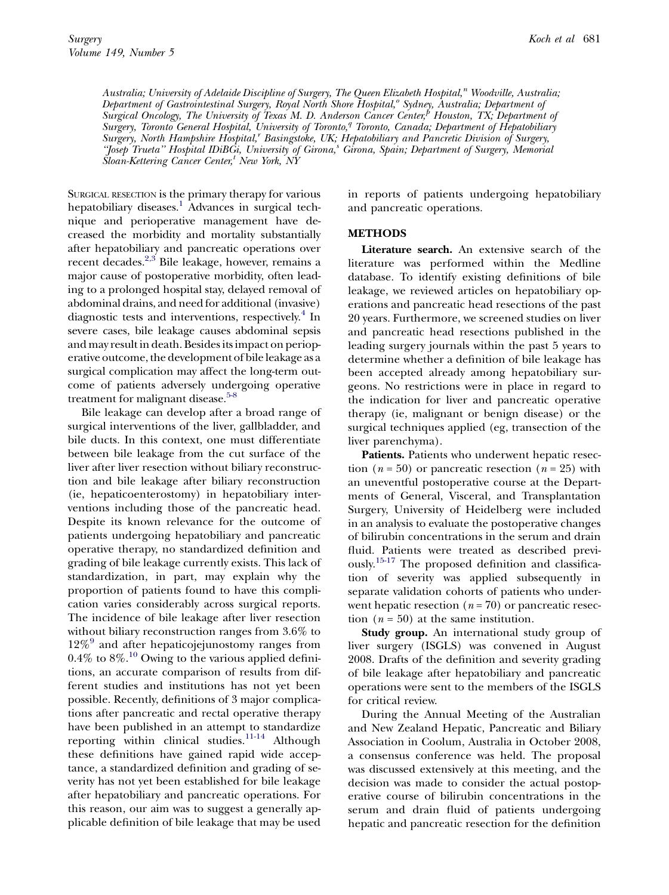Australia; University of Adelaide Discipline of Surgery, The Queen Elizabeth Hospital,[n] Woodville, Australia; Department of Gastrointestinal Surgery, Royal North Shore Hospital,[o] Sydney, Australia; Department of Surgical Oncology, The University of Texas M. D. Anderson Cancer Center,[p] Houston, TX; Department of Surgery, Toronto General Hospital, University of Toronto,[q] Toronto, Canada; Department of Hepatobiliary Surgery, North Hampshire Hospital,[r] Basingstoke, UK; Hepatobiliary and Pancretic Division of Surgery, "Josep Trueta" Hospital IDiBGi, University of Girona,[s] Girona, Spain; Department of Surgery, Memorial Sloan-Kettering Cancer Center,[t] New York, NY

SURGICAL RESECTION is the primary therapy for various hepatobiliary diseases.[1] Advances in surgical technique and perioperative management have decreased the morbidity and mortality substantially after hepatobiliary and pancreatic operations over recent decades.[2,3] Bile leakage, however, remains a major cause of postoperative morbidity, often leading to a prolonged hospital stay, delayed removal of abdominal drains, and need for additional (invasive) diagnostic tests and interventions, respectively.[4] In severe cases, bile leakage causes abdominal sepsis and may result in death. Besides its impact on perioperative outcome, the development of bile leakage as a surgical complication may affect the long-term outcome of patients adversely undergoing operative treatment for malignant disease.[5-8]

Bile leakage can develop after a broad range of surgical interventions of the liver, gallbladder, and bile ducts. In this context, one must differentiate between bile leakage from the cut surface of the liver after liver resection without biliary reconstruction and bile leakage after biliary reconstruction (ie, hepaticoenterostomy) in hepatobiliary interventions including those of the pancreatic head. Despite its known relevance for the outcome of patients undergoing hepatobiliary and pancreatic operative therapy, no standardized definition and grading of bile leakage currently exists. This lack of standardization, in part, may explain why the proportion of patients found to have this complication varies considerably across surgical reports. The incidence of bile leakage after liver resection without biliary reconstruction ranges from 3.6% to 12%[9] and after hepaticojejunostomy ranges from 0.4% to 8%.[10] Owing to the various applied definitions, an accurate comparison of results from different studies and institutions has not yet been possible. Recently, definitions of 3 major complications after pancreatic and rectal operative therapy have been published in an attempt to standardize reporting within clinical studies.[11-14] Although these definitions have gained rapid wide acceptance, a standardized definition and grading of severity has not yet been established for bile leakage after hepatobiliary and pancreatic operations. For this reason, our aim was to suggest a generally applicable definition of bile leakage that may be used in reports of patients undergoing hepatobiliary and pancreatic operations.

## METHODS

**Literature search.** An extensive search of the literature was performed within the Medline database. To identify existing definitions of bile leakage, we reviewed articles on hepatobiliary operations and pancreatic head resections of the past 20 years. Furthermore, we screened studies on liver and pancreatic head resections published in the leading surgery journals within the past 5 years to determine whether a definition of bile leakage has been accepted already among hepatobiliary surgeons. No restrictions were in place in regard to the indication for liver and pancreatic operative therapy (ie, malignant or benign disease) or the surgical techniques applied (eg, transection of the liver parenchyma).

**Patients.** Patients who underwent hepatic resection ($n = 50$) or pancreatic resection ($n = 25$) with an uneventful postoperative course at the Departments of General, Visceral, and Transplantation Surgery, University of Heidelberg were included in an analysis to evaluate the postoperative changes of bilirubin concentrations in the serum and drain fluid. Patients were treated as described previously.[15-17] The proposed definition and classification of severity was applied subsequently in separate validation cohorts of patients who underwent hepatic resection ($n = 70$) or pancreatic resection ($n = 50$) at the same institution.

**Study group.** An international study group of liver surgery (ISGLS) was convened in August 2008. Drafts of the definition and severity grading of bile leakage after hepatobiliary and pancreatic operations were sent to the members of the ISGLS for critical review.

During the Annual Meeting of the Australian and New Zealand Hepatic, Pancreatic and Biliary Association in Coolum, Australia in October 2008, a consensus conference was held. The proposal was discussed extensively at this meeting, and the decision was made to consider the actual postoperative course of bilirubin concentrations in the serum and drain fluid of patients undergoing hepatic and pancreatic resection for the definition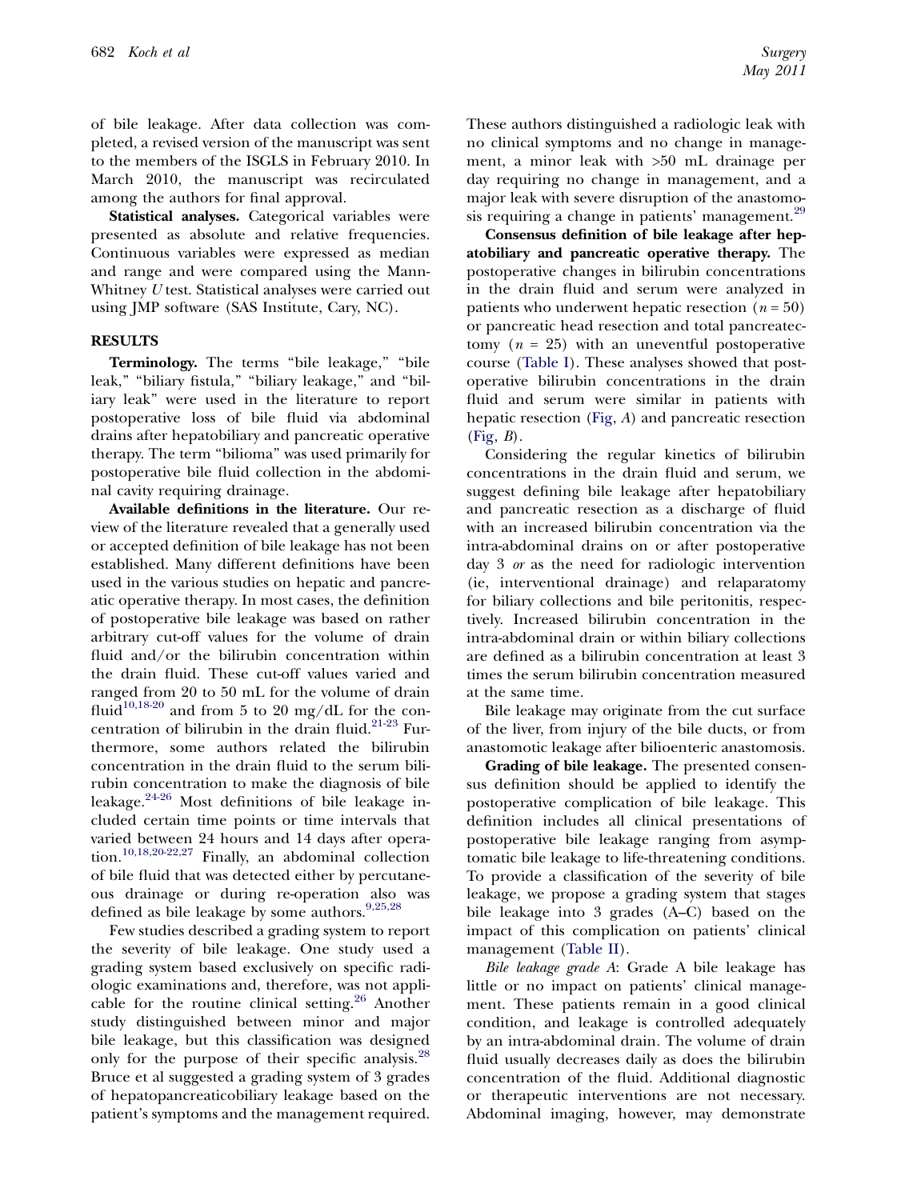of bile leakage. After data collection was completed, a revised version of the manuscript was sent to the members of the ISGLS in February 2010. In March 2010, the manuscript was recirculated among the authors for final approval.

**Statistical analyses.** Categorical variables were presented as absolute and relative frequencies. Continuous variables were expressed as median and range and were compared using the Mann-Whitney *U* test. Statistical analyses were carried out using JMP software (SAS Institute, Cary, NC).

## RESULTS

**Terminology.** The terms "bile leakage," "bile leak," "biliary fistula," "biliary leakage," and "biliary leak" were used in the literature to report postoperative loss of bile fluid via abdominal drains after hepatobiliary and pancreatic operative therapy. The term "bilioma" was used primarily for postoperative bile fluid collection in the abdominal cavity requiring drainage.

**Available definitions in the literature.** Our review of the literature revealed that a generally used or accepted definition of bile leakage has not been established. Many different definitions have been used in the various studies on hepatic and pancreatic operative therapy. In most cases, the definition of postoperative bile leakage was based on rather arbitrary cut-off values for the volume of drain fluid and/or the bilirubin concentration within the drain fluid. These cut-off values varied and ranged from 20 to 50 mL for the volume of drain fluid[10,18-20] and from 5 to 20 mg/dL for the concentration of bilirubin in the drain fluid.[21-23] Furthermore, some authors related the bilirubin concentration in the drain fluid to the serum bilirubin concentration to make the diagnosis of bile leakage.[24-26] Most definitions of bile leakage included certain time points or time intervals that varied between 24 hours and 14 days after operation.[10,18,20-22,27] Finally, an abdominal collection of bile fluid that was detected either by percutaneous drainage or during re-operation also was defined as bile leakage by some authors.[9,25,28]

Few studies described a grading system to report the severity of bile leakage. One study used a grading system based exclusively on specific radiologic examinations and, therefore, was not applicable for the routine clinical setting.[26] Another study distinguished between minor and major bile leakage, but this classification was designed only for the purpose of their specific analysis.[28] Bruce et al suggested a grading system of 3 grades of hepatopancreaticobiliary leakage based on the patient's symptoms and the management required. These authors distinguished a radiologic leak with no clinical symptoms and no change in management, a minor leak with >50 mL drainage per day requiring no change in management, and a major leak with severe disruption of the anastomosis requiring a change in patients' management.[29]

**Consensus definition of bile leakage after hepatobiliary and pancreatic operative therapy.** The postoperative changes in bilirubin concentrations in the drain fluid and serum were analyzed in patients who underwent hepatic resection ($n = 50$) or pancreatic head resection and total pancreatectomy ($n = 25$) with an uneventful postoperative course (Table I). These analyses showed that postoperative bilirubin concentrations in the drain fluid and serum were similar in patients with hepatic resection (Fig, *A*) and pancreatic resection (Fig, *B*).

Considering the regular kinetics of bilirubin concentrations in the drain fluid and serum, we suggest defining bile leakage after hepatobiliary and pancreatic resection as a discharge of fluid with an increased bilirubin concentration via the intra-abdominal drains on or after postoperative day 3 *or* as the need for radiologic intervention (ie, interventional drainage) and relaparatomy for biliary collections and bile peritonitis, respectively. Increased bilirubin concentration in the intra-abdominal drain or within biliary collections are defined as a bilirubin concentration at least 3 times the serum bilirubin concentration measured at the same time.

Bile leakage may originate from the cut surface of the liver, from injury of the bile ducts, or from anastomotic leakage after bilioenteric anastomosis.

**Grading of bile leakage.** The presented consensus definition should be applied to identify the postoperative complication of bile leakage. This definition includes all clinical presentations of postoperative bile leakage ranging from asymptomatic bile leakage to life-threatening conditions. To provide a classification of the severity of bile leakage, we propose a grading system that stages bile leakage into 3 grades (A–C) based on the impact of this complication on patients' clinical management (Table II).

*Bile leakage grade A*: Grade A bile leakage has little or no impact on patients' clinical management. These patients remain in a good clinical condition, and leakage is controlled adequately by an intra-abdominal drain. The volume of drain fluid usually decreases daily as does the bilirubin concentration of the fluid. Additional diagnostic or therapeutic interventions are not necessary. Abdominal imaging, however, may demonstrate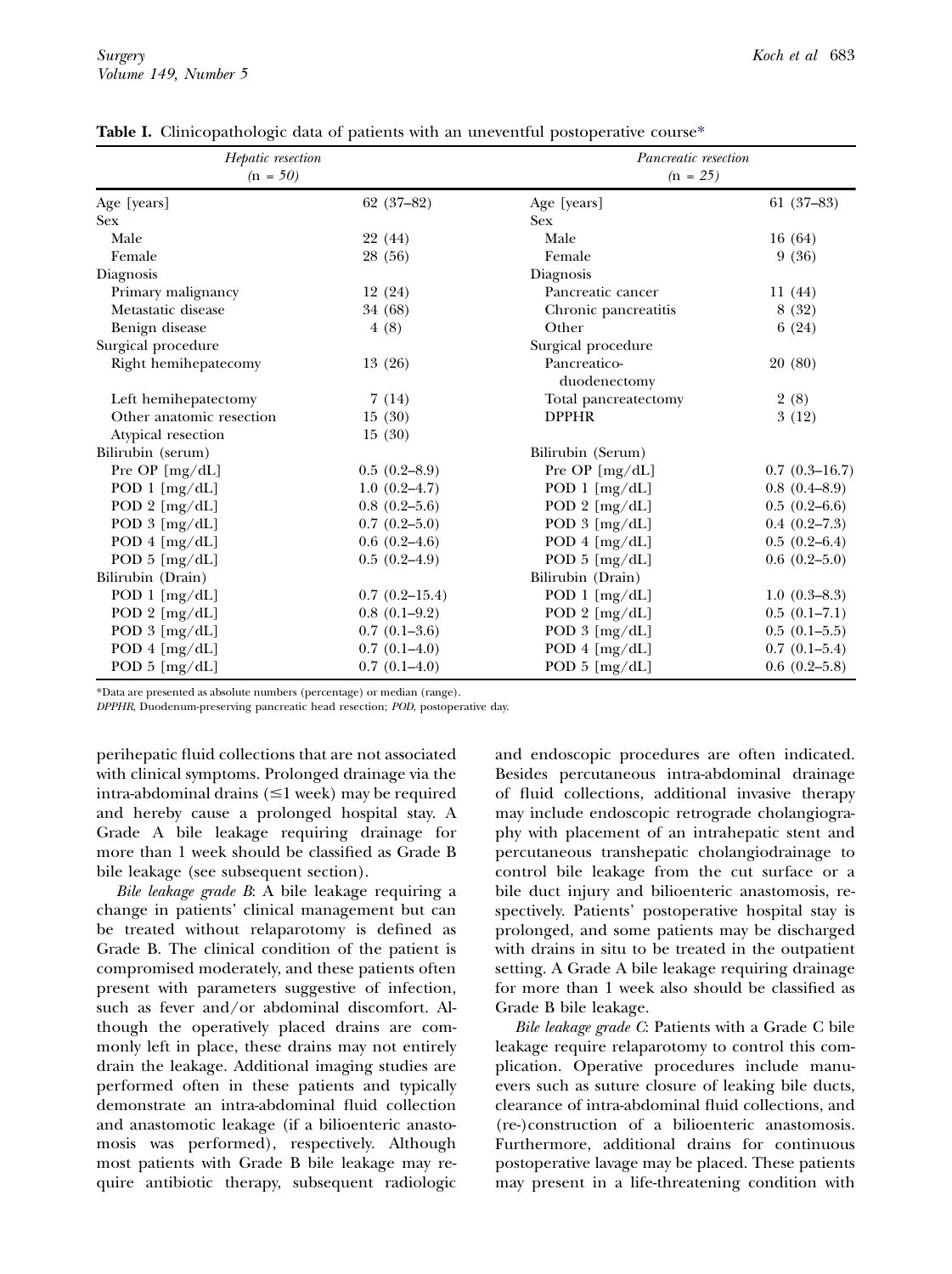**Table I.** Clinicopathologic data of patients with an uneventful postoperative course*

| *Hepatic resection* (n = *50*) | | *Pancreatic resection* (n = *25*) | |
|---|---|---|---|
| Age [years] | 62 (37–82) | Age [years] | 61 (37–83) |
| Sex | | Sex | |
| Male | 22 (44) | Male | 16 (64) |
| Female | 28 (56) | Female | 9 (36) |
| Diagnosis | | Diagnosis | |
| Primary malignancy | 12 (24) | Pancreatic cancer | 11 (44) |
| Metastatic disease | 34 (68) | Chronic pancreatitis | 8 (32) |
| Benign disease | 4 (8) | Other | 6 (24) |
| Surgical procedure | | Surgical procedure | |
| Right hemihepatecomy | 13 (26) | Pancreatico-duodenectomy | 20 (80) |
| Left hemihepatectomy | 7 (14) | Total pancreatectomy | 2 (8) |
| Other anatomic resection | 15 (30) | DPPHR | 3 (12) |
| Atypical resection | 15 (30) | | |
| Bilirubin (serum) | | Bilirubin (Serum) | |
| Pre OP [mg/dL] | 0.5 (0.2–8.9) | Pre OP [mg/dL] | 0.7 (0.3–16.7) |
| POD 1 [mg/dL] | 1.0 (0.2–4.7) | POD 1 [mg/dL] | 0.8 (0.4–8.9) |
| POD 2 [mg/dL] | 0.8 (0.2–5.6) | POD 2 [mg/dL] | 0.5 (0.2–6.6) |
| POD 3 [mg/dL] | 0.7 (0.2–5.0) | POD 3 [mg/dL] | 0.4 (0.2–7.3) |
| POD 4 [mg/dL] | 0.6 (0.2–4.6) | POD 4 [mg/dL] | 0.5 (0.2–6.4) |
| POD 5 [mg/dL] | 0.5 (0.2–4.9) | POD 5 [mg/dL] | 0.6 (0.2–5.0) |
| Bilirubin (Drain) | | Bilirubin (Drain) | |
| POD 1 [mg/dL] | 0.7 (0.2–15.4) | POD 1 [mg/dL] | 1.0 (0.3–8.3) |
| POD 2 [mg/dL] | 0.8 (0.1–9.2) | POD 2 [mg/dL] | 0.5 (0.1–7.1) |
| POD 3 [mg/dL] | 0.7 (0.1–3.6) | POD 3 [mg/dL] | 0.5 (0.1–5.5) |
| POD 4 [mg/dL] | 0.7 (0.1–4.0) | POD 4 [mg/dL] | 0.7 (0.1–5.4) |
| POD 5 [mg/dL] | 0.7 (0.1–4.0) | POD 5 [mg/dL] | 0.6 (0.2–5.8) |

*Data are presented as absolute numbers (percentage) or median (range).

*DPPHR*, Duodenum-preserving pancreatic head resection; *POD*, postoperative day.

perihepatic fluid collections that are not associated with clinical symptoms. Prolonged drainage via the intra-abdominal drains (≤1 week) may be required and hereby cause a prolonged hospital stay. A Grade A bile leakage requiring drainage for more than 1 week should be classified as Grade B bile leakage (see subsequent section).

*Bile leakage grade B*: A bile leakage requiring a change in patients' clinical management but can be treated without relaparotomy is defined as Grade B. The clinical condition of the patient is compromised moderately, and these patients often present with parameters suggestive of infection, such as fever and/or abdominal discomfort. Although the operatively placed drains are commonly left in place, these drains may not entirely drain the leakage. Additional imaging studies are performed often in these patients and typically demonstrate an intra-abdominal fluid collection and anastomotic leakage (if a bilioenteric anastomosis was performed), respectively. Although most patients with Grade B bile leakage may require antibiotic therapy, subsequent radiologic and endoscopic procedures are often indicated. Besides percutaneous intra-abdominal drainage of fluid collections, additional invasive therapy may include endoscopic retrograde cholangiography with placement of an intrahepatic stent and percutaneous transhepatic cholangiodrainage to control bile leakage from the cut surface or a bile duct injury and bilioenteric anastomosis, respectively. Patients' postoperative hospital stay is prolonged, and some patients may be discharged with drains in situ to be treated in the outpatient setting. A Grade A bile leakage requiring drainage for more than 1 week also should be classified as Grade B bile leakage.

*Bile leakage grade C*: Patients with a Grade C bile leakage require relaparotomy to control this complication. Operative procedures include manuevers such as suture closure of leaking bile ducts, clearance of intra-abdominal fluid collections, and (re-)construction of a bilioenteric anastomosis. Furthermore, additional drains for continuous postoperative lavage may be placed. These patients may present in a life-threatening condition with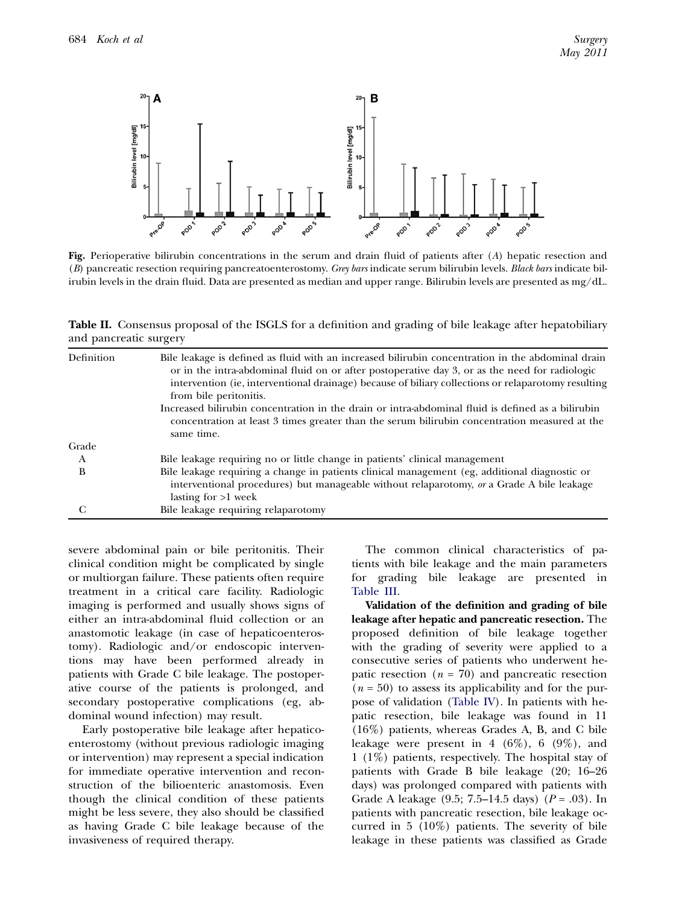A

B

Bilirubin level [mg/dl]

0
5
10
15
20

Pre-OP
POD 1
POD 2
POD 3
POD 4
POD 5

**Fig.** Perioperative bilirubin concentrations in the serum and drain fluid of patients after (*A*) hepatic resection and (*B*) pancreatic resection requiring pancreatoenterostomy. *Grey bars* indicate serum bilirubin levels. *Black bars* indicate bilirubin levels in the drain fluid. Data are presented as median and upper range. Bilirubin levels are presented as mg/dL.

**Table II.** Consensus proposal of the ISGLS for a definition and grading of bile leakage after hepatobiliary and pancreatic surgery

| | |
|---|---|
| Definition | Bile leakage is defined as fluid with an increased bilirubin concentration in the abdominal drain or in the intra-abdominal fluid on or after postoperative day 3, or as the need for radiologic intervention (ie, interventional drainage) because of biliary collections or relaparotomy resulting from bile peritonitis. |
| | Increased bilirubin concentration in the drain or intra-abdominal fluid is defined as a bilirubin concentration at least 3 times greater than the serum bilirubin concentration measured at the same time. |
| Grade | |
| A | Bile leakage requiring no or little change in patients' clinical management |
| B | Bile leakage requiring a change in patients clinical management (eg, additional diagnostic or interventional procedures) but manageable without relaparotomy, *or* a Grade A bile leakage lasting for >1 week |
| C | Bile leakage requiring relaparotomy |

severe abdominal pain or bile peritonitis. Their clinical condition might be complicated by single or multiorgan failure. These patients often require treatment in a critical care facility. Radiologic imaging is performed and usually shows signs of either an intra-abdominal fluid collection or an anastomotic leakage (in case of hepaticoenterostomy). Radiologic and/or endoscopic interventions may have been performed already in patients with Grade C bile leakage. The postoperative course of the patients is prolonged, and secondary postoperative complications (eg, abdominal wound infection) may result.

Early postoperative bile leakage after hepaticoenterostomy (without previous radiologic imaging or intervention) may represent a special indication for immediate operative intervention and reconstruction of the bilioenteric anastomosis. Even though the clinical condition of these patients might be less severe, they also should be classified as having Grade C bile leakage because of the invasiveness of required therapy.

The common clinical characteristics of patients with bile leakage and the main parameters for grading bile leakage are presented in Table III.

**Validation of the definition and grading of bile leakage after hepatic and pancreatic resection.** The proposed definition of bile leakage together with the grading of severity were applied to a consecutive series of patients who underwent hepatic resection ($n = 70$) and pancreatic resection ($n = 50$) to assess its applicability and for the purpose of validation (Table IV). In patients with hepatic resection, bile leakage was found in 11 (16%) patients, whereas Grades A, B, and C bile leakage were present in 4 (6%), 6 (9%), and 1 (1%) patients, respectively. The hospital stay of patients with Grade B bile leakage (20; 16–26 days) was prolonged compared with patients with Grade A leakage (9.5; 7.5–14.5 days) ($P = .03$). In patients with pancreatic resection, bile leakage occurred in 5 (10%) patients. The severity of bile leakage in these patients was classified as Grade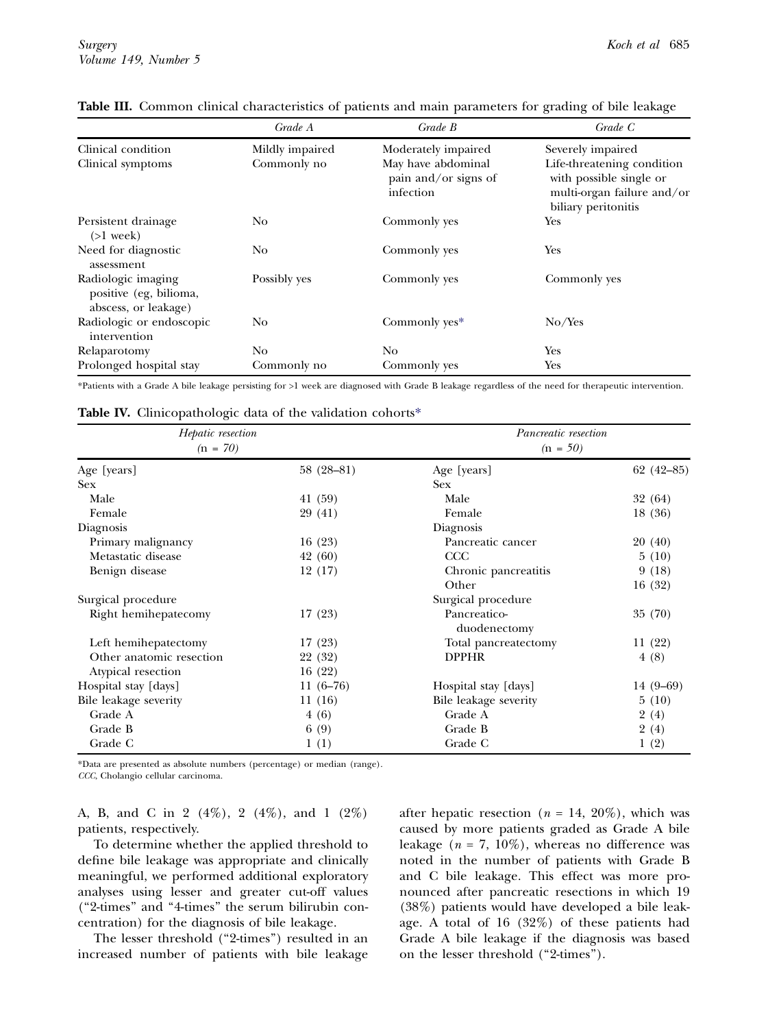**Table III.** Common clinical characteristics of patients and main parameters for grading of bile leakage

| | *Grade A* | *Grade B* | *Grade C* |
|---|---|---|---|
| Clinical condition | Mildly impaired | Moderately impaired | Severely impaired |
| Clinical symptoms | Commonly no | May have abdominal pain and/or signs of infection | Life-threatening condition with possible single or multi-organ failure and/or biliary peritonitis |
| Persistent drainage (>1 week) | No | Commonly yes | Yes |
| Need for diagnostic assessment | No | Commonly yes | Yes |
| Radiologic imaging positive (eg, bilioma, abscess, or leakage) | Possibly yes | Commonly yes | Commonly yes |
| Radiologic or endoscopic intervention | No | Commonly yes* | No/Yes |
| Relaparotomy | No | No | Yes |
| Prolonged hospital stay | Commonly no | Commonly yes | Yes |

*Patients with a Grade A bile leakage persisting for >1 week are diagnosed with Grade B leakage regardless of the need for therapeutic intervention.

**Table IV.** Clinicopathologic data of the validation cohorts*

| *Hepatic resection* (n = 70) | | *Pancreatic resection* (n = 50) | |
|---|---|---|---|
| Age [years] | 58 (28–81) | Age [years] | 62 (42–85) |
| Sex | | Sex | |
| Male | 41 (59) | Male | 32 (64) |
| Female | 29 (41) | Female | 18 (36) |
| Diagnosis | | Diagnosis | |
| Primary malignancy | 16 (23) | Pancreatic cancer | 20 (40) |
| Metastatic disease | 42 (60) | CCC | 5 (10) |
| Benign disease | 12 (17) | Chronic pancreatitis | 9 (18) |
| | | Other | 16 (32) |
| Surgical procedure | | Surgical procedure | |
| Right hemihepatecomy | 17 (23) | Pancreatico-duodenectomy | 35 (70) |
| Left hemihepatectomy | 17 (23) | Total pancreatectomy | 11 (22) |
| Other anatomic resection | 22 (32) | DPPHR | 4 (8) |
| Atypical resection | 16 (22) | | |
| Hospital stay [days] | 11 (6–76) | Hospital stay [days] | 14 (9–69) |
| Bile leakage severity | 11 (16) | Bile leakage severity | 5 (10) |
| Grade A | 4 (6) | Grade A | 2 (4) |
| Grade B | 6 (9) | Grade B | 2 (4) |
| Grade C | 1 (1) | Grade C | 1 (2) |

*Data are presented as absolute numbers (percentage) or median (range).
*CCC*, Cholangio cellular carcinoma.

A, B, and C in 2 (4%), 2 (4%), and 1 (2%) patients, respectively.

To determine whether the applied threshold to define bile leakage was appropriate and clinically meaningful, we performed additional exploratory analyses using lesser and greater cut-off values ("2-times" and "4-times" the serum bilirubin concentration) for the diagnosis of bile leakage.

The lesser threshold ("2-times") resulted in an increased number of patients with bile leakage after hepatic resection ($n$ = 14, 20%), which was caused by more patients graded as Grade A bile leakage ($n$ = 7, 10%), whereas no difference was noted in the number of patients with Grade B and C bile leakage. This effect was more pronounced after pancreatic resections in which 19 (38%) patients would have developed a bile leakage. A total of 16 (32%) of these patients had Grade A bile leakage if the diagnosis was based on the lesser threshold ("2-times").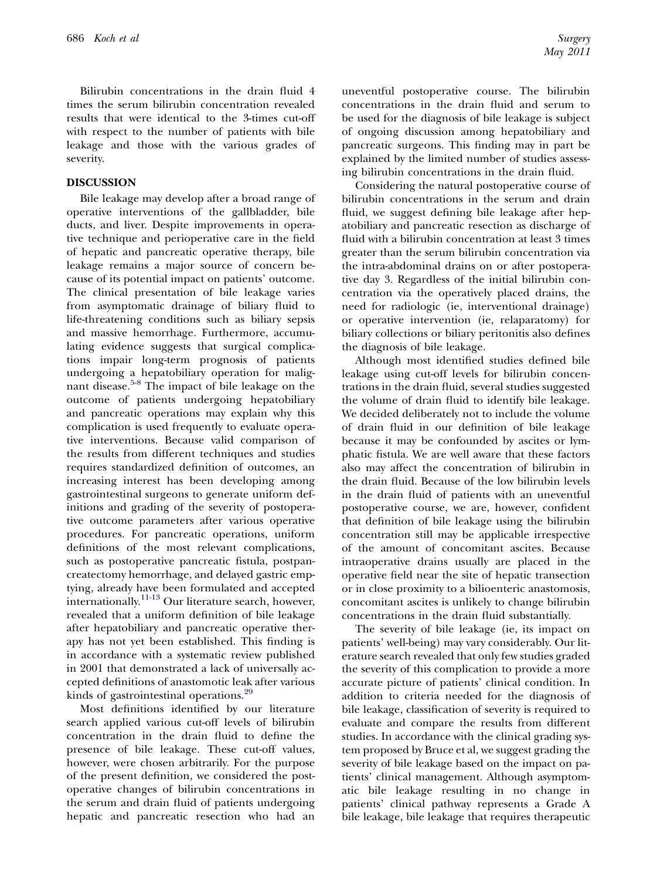Bilirubin concentrations in the drain fluid 4 times the serum bilirubin concentration revealed results that were identical to the 3-times cut-off with respect to the number of patients with bile leakage and those with the various grades of severity.

## DISCUSSION

Bile leakage may develop after a broad range of operative interventions of the gallbladder, bile ducts, and liver. Despite improvements in operative technique and perioperative care in the field of hepatic and pancreatic operative therapy, bile leakage remains a major source of concern because of its potential impact on patients' outcome. The clinical presentation of bile leakage varies from asymptomatic drainage of biliary fluid to life-threatening conditions such as biliary sepsis and massive hemorrhage. Furthermore, accumulating evidence suggests that surgical complications impair long-term prognosis of patients undergoing a hepatobiliary operation for malignant disease.[5-8] The impact of bile leakage on the outcome of patients undergoing hepatobiliary and pancreatic operations may explain why this complication is used frequently to evaluate operative interventions. Because valid comparison of the results from different techniques and studies requires standardized definition of outcomes, an increasing interest has been developing among gastrointestinal surgeons to generate uniform definitions and grading of the severity of postoperative outcome parameters after various operative procedures. For pancreatic operations, uniform definitions of the most relevant complications, such as postoperative pancreatic fistula, postpancreatectomy hemorrhage, and delayed gastric emptying, already have been formulated and accepted internationally.[11-13] Our literature search, however, revealed that a uniform definition of bile leakage after hepatobiliary and pancreatic operative therapy has not yet been established. This finding is in accordance with a systematic review published in 2001 that demonstrated a lack of universally accepted definitions of anastomotic leak after various kinds of gastrointestinal operations.[29]

Most definitions identified by our literature search applied various cut-off levels of bilirubin concentration in the drain fluid to define the presence of bile leakage. These cut-off values, however, were chosen arbitrarily. For the purpose of the present definition, we considered the postoperative changes of bilirubin concentrations in the serum and drain fluid of patients undergoing hepatic and pancreatic resection who had an uneventful postoperative course. The bilirubin concentrations in the drain fluid and serum to be used for the diagnosis of bile leakage is subject of ongoing discussion among hepatobiliary and pancreatic surgeons. This finding may in part be explained by the limited number of studies assessing bilirubin concentrations in the drain fluid.

Considering the natural postoperative course of bilirubin concentrations in the serum and drain fluid, we suggest defining bile leakage after hepatobiliary and pancreatic resection as discharge of fluid with a bilirubin concentration at least 3 times greater than the serum bilirubin concentration via the intra-abdominal drains on or after postoperative day 3. Regardless of the initial bilirubin concentration via the operatively placed drains, the need for radiologic (ie, interventional drainage) or operative intervention (ie, relaparatomy) for biliary collections or biliary peritonitis also defines the diagnosis of bile leakage.

Although most identified studies defined bile leakage using cut-off levels for bilirubin concentrations in the drain fluid, several studies suggested the volume of drain fluid to identify bile leakage. We decided deliberately not to include the volume of drain fluid in our definition of bile leakage because it may be confounded by ascites or lymphatic fistula. We are well aware that these factors also may affect the concentration of bilirubin in the drain fluid. Because of the low bilirubin levels in the drain fluid of patients with an uneventful postoperative course, we are, however, confident that definition of bile leakage using the bilirubin concentration still may be applicable irrespective of the amount of concomitant ascites. Because intraoperative drains usually are placed in the operative field near the site of hepatic transection or in close proximity to a bilioenteric anastomosis, concomitant ascites is unlikely to change bilirubin concentrations in the drain fluid substantially.

The severity of bile leakage (ie, its impact on patients' well-being) may vary considerably. Our literature search revealed that only few studies graded the severity of this complication to provide a more accurate picture of patients' clinical condition. In addition to criteria needed for the diagnosis of bile leakage, classification of severity is required to evaluate and compare the results from different studies. In accordance with the clinical grading system proposed by Bruce et al, we suggest grading the severity of bile leakage based on the impact on patients' clinical management. Although asymptomatic bile leakage resulting in no change in patients' clinical pathway represents a Grade A bile leakage, bile leakage that requires therapeutic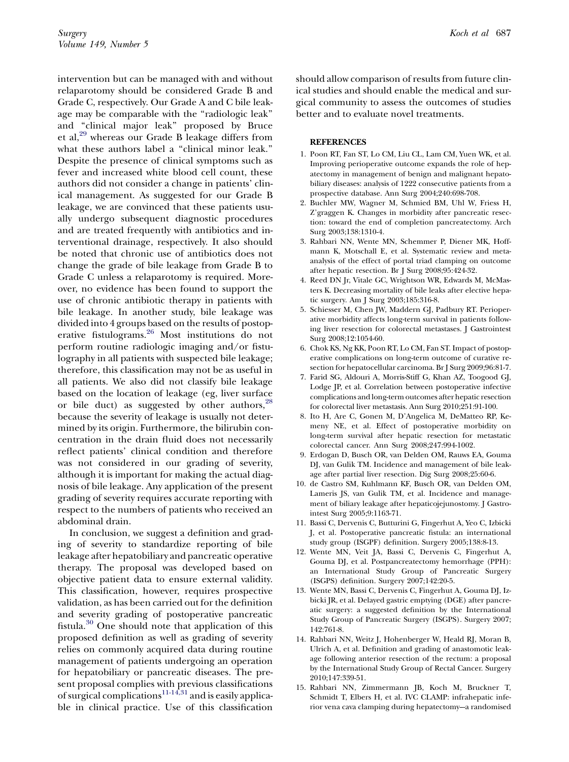intervention but can be managed with and without relaparotomy should be considered Grade B and Grade C, respectively. Our Grade A and C bile leakage may be comparable with the "radiologic leak" and "clinical major leak" proposed by Bruce et al,[29] whereas our Grade B leakage differs from what these authors label a "clinical minor leak." Despite the presence of clinical symptoms such as fever and increased white blood cell count, these authors did not consider a change in patients' clinical management. As suggested for our Grade B leakage, we are convinced that these patients usually undergo subsequent diagnostic procedures and are treated frequently with antibiotics and interventional drainage, respectively. It also should be noted that chronic use of antibiotics does not change the grade of bile leakage from Grade B to Grade C unless a relaparotomy is required. Moreover, no evidence has been found to support the use of chronic antibiotic therapy in patients with bile leakage. In another study, bile leakage was divided into 4 groups based on the results of postoperative fistulograms.[26] Most institutions do not perform routine radiologic imaging and/or fistulography in all patients with suspected bile leakage; therefore, this classification may not be as useful in all patients. We also did not classify bile leakage based on the location of leakage (eg, liver surface or bile duct) as suggested by other authors,[28] because the severity of leakage is usually not determined by its origin. Furthermore, the bilirubin concentration in the drain fluid does not necessarily reflect patients' clinical condition and therefore was not considered in our grading of severity, although it is important for making the actual diagnosis of bile leakage. Any application of the present grading of severity requires accurate reporting with respect to the numbers of patients who received an abdominal drain.

In conclusion, we suggest a definition and grading of severity to standardize reporting of bile leakage after hepatobiliary and pancreatic operative therapy. The proposal was developed based on objective patient data to ensure external validity. This classification, however, requires prospective validation, as has been carried out for the definition and severity grading of postoperative pancreatic fistula.[30] One should note that application of this proposed definition as well as grading of severity relies on commonly acquired data during routine management of patients undergoing an operation for hepatobiliary or pancreatic diseases. The present proposal complies with previous classifications of surgical complications[11-14,31] and is easily applicable in clinical practice. Use of this classification should allow comparison of results from future clinical studies and should enable the medical and surgical community to assess the outcomes of studies better and to evaluate novel treatments.

## REFERENCES

1. Poon RT, Fan ST, Lo CM, Liu CL, Lam CM, Yuen WK, et al. Improving perioperative outcome expands the role of hepatectomy in management of benign and malignant hepatobiliary diseases: analysis of 1222 consecutive patients from a prospective database. Ann Surg 2004;240:698-708.
2. Buchler MW, Wagner M, Schmied BM, Uhl W, Friess H, Z'graggen K. Changes in morbidity after pancreatic resection: toward the end of completion pancreatectomy. Arch Surg 2003;138:1310-4.
3. Rahbari NN, Wente MN, Schemmer P, Diener MK, Hoffmann K, Motschall E, et al. Systematic review and meta-analysis of the effect of portal triad clamping on outcome after hepatic resection. Br J Surg 2008;95:424-32.
4. Reed DN Jr, Vitale GC, Wrightson WR, Edwards M, McMasters K. Decreasing mortality of bile leaks after elective hepatic surgery. Am J Surg 2003;185:316-8.
5. Schiesser M, Chen JW, Maddern GJ, Padbury RT. Perioperative morbidity affects long-term survival in patients following liver resection for colorectal metastases. J Gastrointest Surg 2008;12:1054-60.
6. Chok KS, Ng KK, Poon RT, Lo CM, Fan ST. Impact of postoperative complications on long-term outcome of curative resection for hepatocellular carcinoma. Br J Surg 2009;96:81-7.
7. Farid SG, Aldouri A, Morris-Stiff G, Khan AZ, Toogood GJ, Lodge JP, et al. Correlation between postoperative infective complications and long-term outcomes after hepatic resection for colorectal liver metastasis. Ann Surg 2010;251:91-100.
8. Ito H, Are C, Gonen M, D'Angelica M, DeMatteo RP, Kemeny NE, et al. Effect of postoperative morbidity on long-term survival after hepatic resection for metastatic colorectal cancer. Ann Surg 2008;247:994-1002.
9. Erdogan D, Busch OR, van Delden OM, Rauws EA, Gouma DJ, van Gulik TM. Incidence and management of bile leakage after partial liver resection. Dig Surg 2008;25:60-6.
10. de Castro SM, Kuhlmann KF, Busch OR, van Delden OM, Lameris JS, van Gulik TM, et al. Incidence and management of biliary leakage after hepaticojejunostomy. J Gastrointest Surg 2005;9:1163-71.
11. Bassi C, Dervenis C, Butturini G, Fingerhut A, Yeo C, Izbicki J, et al. Postoperative pancreatic fistula: an international study group (ISGPF) definition. Surgery 2005;138:8-13.
12. Wente MN, Veit JA, Bassi C, Dervenis C, Fingerhut A, Gouma DJ, et al. Postpancreatectomy hemorrhage (PPH): an International Study Group of Pancreatic Surgery (ISGPS) definition. Surgery 2007;142:20-5.
13. Wente MN, Bassi C, Dervenis C, Fingerhut A, Gouma DJ, Izbicki JR, et al. Delayed gastric emptying (DGE) after pancreatic surgery: a suggested definition by the International Study Group of Pancreatic Surgery (ISGPS). Surgery 2007; 142:761-8.
14. Rahbari NN, Weitz J, Hohenberger W, Heald RJ, Moran B, Ulrich A, et al. Definition and grading of anastomotic leakage following anterior resection of the rectum: a proposal by the International Study Group of Rectal Cancer. Surgery 2010;147:339-51.
15. Rahbari NN, Zimmermann JB, Koch M, Bruckner T, Schmidt T, Elbers H, et al. IVC CLAMP: infrahepatic inferior vena cava clamping during hepatectomy—a randomised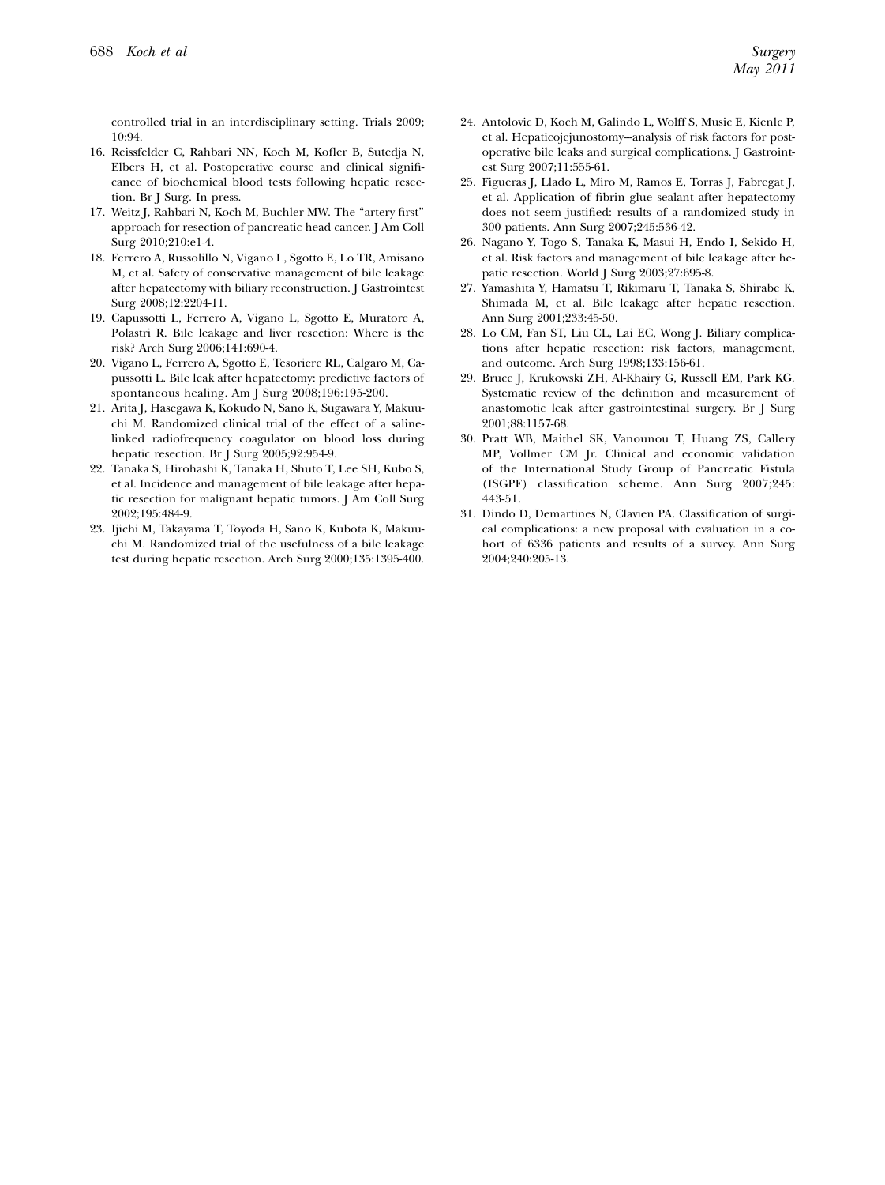controlled trial in an interdisciplinary setting. Trials 2009; 10:94.

16. Reissfelder C, Rahbari NN, Koch M, Kofler B, Sutedja N, Elbers H, et al. Postoperative course and clinical significance of biochemical blood tests following hepatic resection. Br J Surg. In press.
17. Weitz J, Rahbari N, Koch M, Buchler MW. The "artery first" approach for resection of pancreatic head cancer. J Am Coll Surg 2010;210:e1-4.
18. Ferrero A, Russolillo N, Vigano L, Sgotto E, Lo TR, Amisano M, et al. Safety of conservative management of bile leakage after hepatectomy with biliary reconstruction. J Gastrointest Surg 2008;12:2204-11.
19. Capussotti L, Ferrero A, Vigano L, Sgotto E, Muratore A, Polastri R. Bile leakage and liver resection: Where is the risk? Arch Surg 2006;141:690-4.
20. Vigano L, Ferrero A, Sgotto E, Tesoriere RL, Calgaro M, Capussotti L. Bile leak after hepatectomy: predictive factors of spontaneous healing. Am J Surg 2008;196:195-200.
21. Arita J, Hasegawa K, Kokudo N, Sano K, Sugawara Y, Makuuchi M. Randomized clinical trial of the effect of a saline-linked radiofrequency coagulator on blood loss during hepatic resection. Br J Surg 2005;92:954-9.
22. Tanaka S, Hirohashi K, Tanaka H, Shuto T, Lee SH, Kubo S, et al. Incidence and management of bile leakage after hepatic resection for malignant hepatic tumors. J Am Coll Surg 2002;195:484-9.
23. Ijichi M, Takayama T, Toyoda H, Sano K, Kubota K, Makuuchi M. Randomized trial of the usefulness of a bile leakage test during hepatic resection. Arch Surg 2000;135:1395-400.
24. Antolovic D, Koch M, Galindo L, Wolff S, Music E, Kienle P, et al. Hepaticojejunostomy—analysis of risk factors for postoperative bile leaks and surgical complications. J Gastrointest Surg 2007;11:555-61.
25. Figueras J, Llado L, Miro M, Ramos E, Torras J, Fabregat J, et al. Application of fibrin glue sealant after hepatectomy does not seem justified: results of a randomized study in 300 patients. Ann Surg 2007;245:536-42.
26. Nagano Y, Togo S, Tanaka K, Masui H, Endo I, Sekido H, et al. Risk factors and management of bile leakage after hepatic resection. World J Surg 2003;27:695-8.
27. Yamashita Y, Hamatsu T, Rikimaru T, Tanaka S, Shirabe K, Shimada M, et al. Bile leakage after hepatic resection. Ann Surg 2001;233:45-50.
28. Lo CM, Fan ST, Liu CL, Lai EC, Wong J. Biliary complications after hepatic resection: risk factors, management, and outcome. Arch Surg 1998;133:156-61.
29. Bruce J, Krukowski ZH, Al-Khairy G, Russell EM, Park KG. Systematic review of the definition and measurement of anastomotic leak after gastrointestinal surgery. Br J Surg 2001;88:1157-68.
30. Pratt WB, Maithel SK, Vanounou T, Huang ZS, Callery MP, Vollmer CM Jr. Clinical and economic validation of the International Study Group of Pancreatic Fistula (ISGPF) classification scheme. Ann Surg 2007;245: 443-51.
31. Dindo D, Demartines N, Clavien PA. Classification of surgical complications: a new proposal with evaluation in a cohort of 6336 patients and results of a survey. Ann Surg 2004;240:205-13.